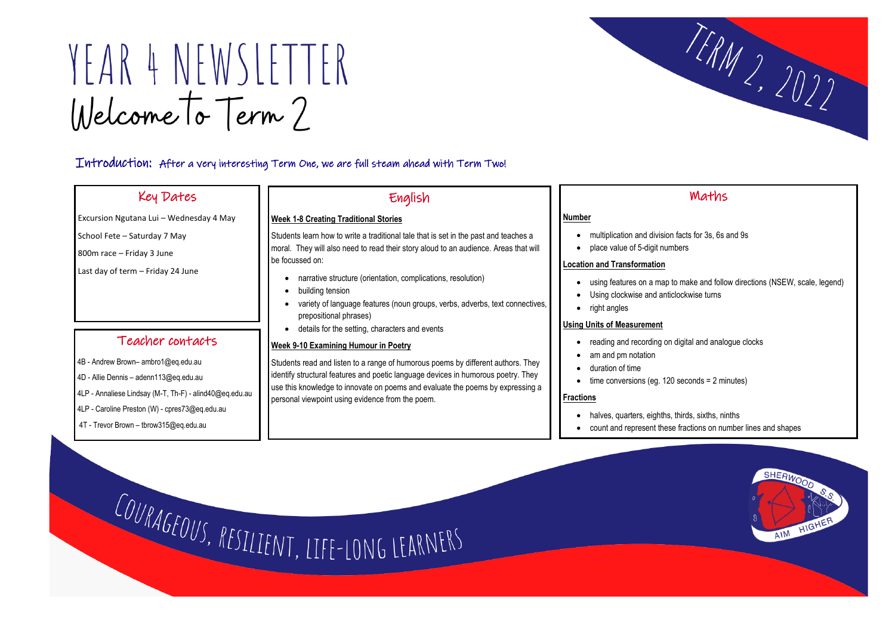# YEAR 4 NEWSLETTER

## Welcome to Term 2

TERM 2, 2022

**Introduction:** After a very interesting Term One, we are full steam ahead with Term Two!

## Key Dates

Excursion Ngutana Lui – Wednesday 4 May

School Fete – Saturday 7 May

800m race – Friday 3 June

Last day of term – Friday 24 June

## Teacher contacts

4B - Andrew Brown– ambro1@eq.edu.au

4D - Allie Dennis – adenn113@eq.edu.au

4LP - Annaliese Lindsay (M-T, Th-F) - alind40@eq.edu.au

4LP - Caroline Preston (W) - cpres73@eq.edu.au

4T - Trevor Brown – tbrow315@eq.edu.au

## English

**Week 1-8 Creating Traditional Stories**

Students learn how to write a traditional tale that is set in the past and teaches a moral. They will also need to read their story aloud to an audience. Areas that will be focussed on:

- narrative structure (orientation, complications, resolution)
- building tension
- variety of language features (noun groups, verbs, adverbs, text connectives, prepositional phrases)
- details for the setting, characters and events

**Week 9-10 Examining Humour in Poetry**

Students read and listen to a range of humorous poems by different authors. They identify structural features and poetic language devices in humorous poetry. They use this knowledge to innovate on poems and evaluate the poems by expressing a personal viewpoint using evidence from the poem.

## Maths

**Number**

- multiplication and division facts for 3s, 6s and 9s
- place value of 5-digit numbers

**Location and Transformation**

- using features on a map to make and follow directions (NSEW, scale, legend)
- Using clockwise and anticlockwise turns
- right angles

**Using Units of Measurement**

- reading and recording on digital and analogue clocks
- am and pm notation
- duration of time
- time conversions (eg. 120 seconds = 2 minutes)

**Fractions**

- halves, quarters, eighths, thirds, sixths, ninths
- count and represent these fractions on number lines and shapes

COURAGEOUS, RESILIENT, LIFE-LONG LEARNERS

SHERWOOD S.S. AIM HIGHER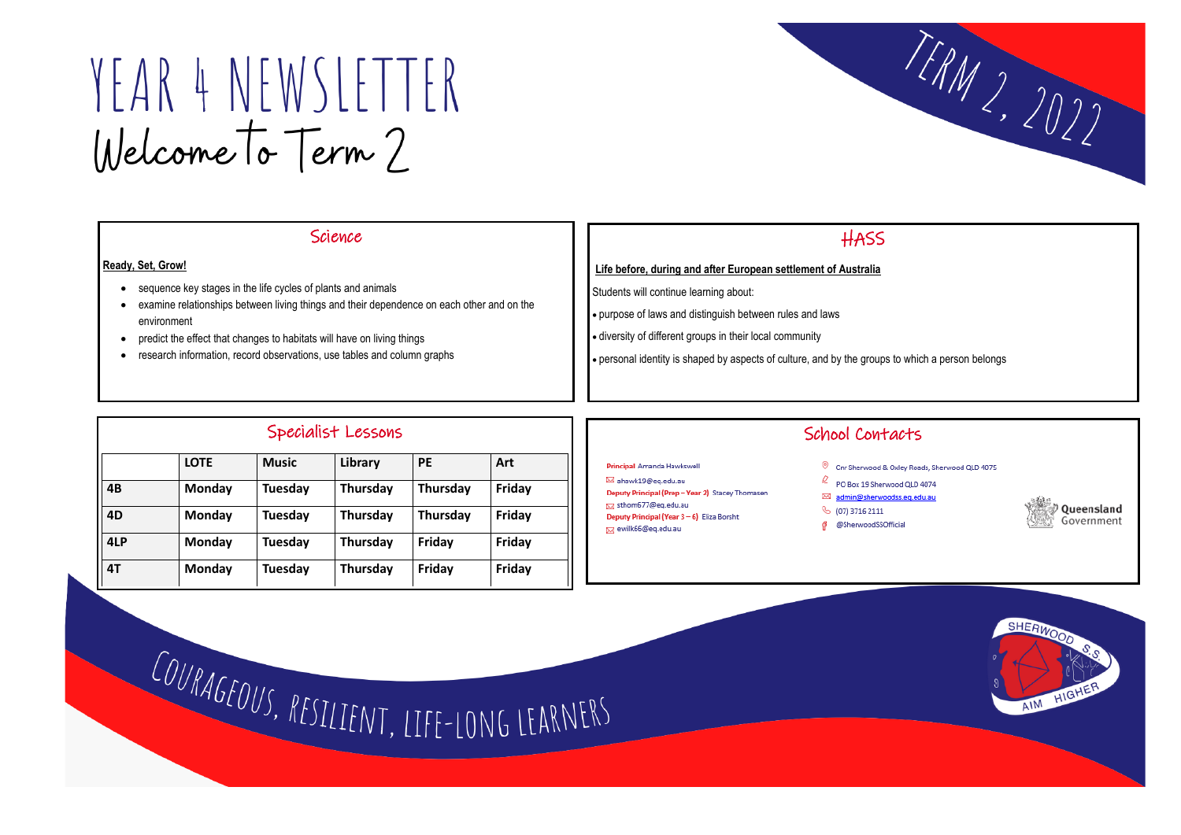# YEAR 4 NEWSLETTER

## Welcome to Term 2

TERM 2, 2022

## Science

**Ready, Set, Grow!**

- sequence key stages in the life cycles of plants and animals
- examine relationships between living things and their dependence on each other and on the environment
- predict the effect that changes to habitats will have on living things
- research information, record observations, use tables and column graphs

## HASS

**Life before, during and after European settlement of Australia**

Students will continue learning about:

- purpose of laws and distinguish between rules and laws
- diversity of different groups in their local community
- personal identity is shaped by aspects of culture, and by the groups to which a person belongs

## Specialist Lessons

| | LOTE | Music | Library | PE | Art |
|---|---|---|---|---|---|
| 4B | Monday | Tuesday | Thursday | Thursday | Friday |
| 4D | Monday | Tuesday | Thursday | Thursday | Friday |
| 4LP | Monday | Tuesday | Thursday | Friday | Friday |
| 4T | Monday | Tuesday | Thursday | Friday | Friday |

## School Contacts

**Principal** Amanda Hawkswell
ahawk19@eq.edu.au

**Deputy Principal (Prep – Year 2)** Stacey Thomasen
sthom677@eq.edu.au

**Deputy Principal (Year 3 – 6)** Eliza Borsht
ewilk66@eq.edu.au

Cnr Sherwood & Oxley Roads, Sherwood QLD 4075
PO Box 19 Sherwood QLD 4074
admin@sherwoodss.eq.edu.au
(07) 3716 2111
@SherwoodSSOfficial

Queensland Government

COURAGEOUS, RESILIENT, LIFE-LONG LEARNERS

SHERWOOD S.S. AIM HIGHER